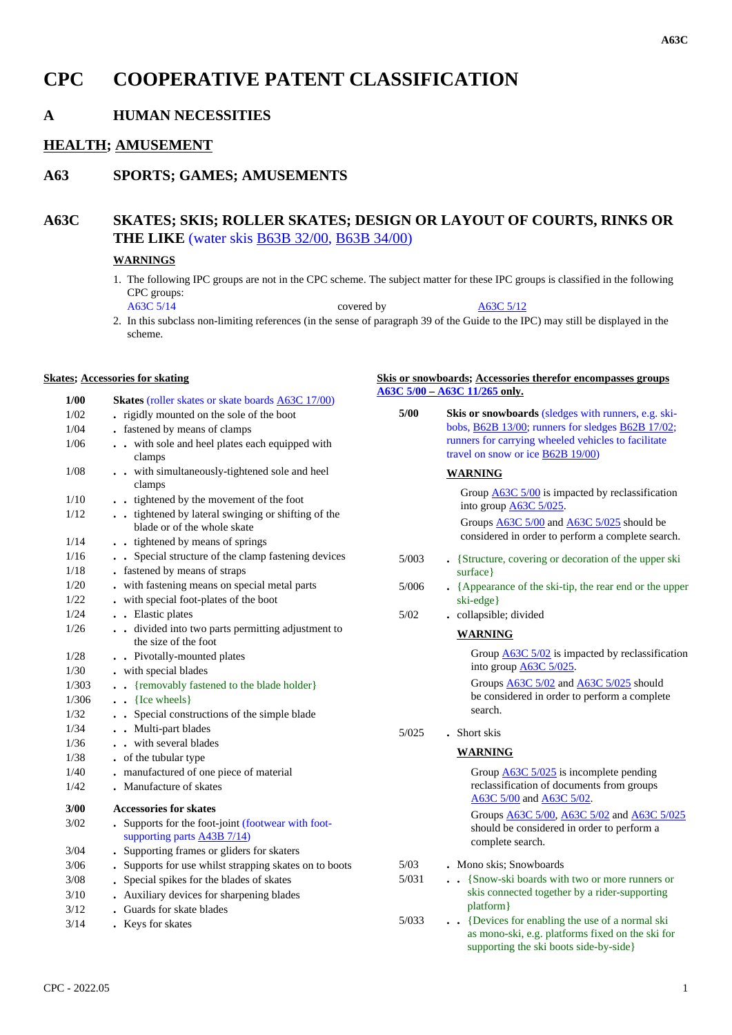# CPC COOPERATIVE PATENT CLASSIFICATION

## A HUMAN NECESSITIES

## HEALTH; AMUSEMENT

## A63 SPORTS; GAMES; AMUSEMENTS

## A63C SKATES; SKIS; ROLLER SKATES; DESIGN OR LAYOUT OF COURTS, RINKS OR THE LIKE (water skis B63B 32/00, B63B 34/00)

**WARNINGS**

1. The following IPC groups are not in the CPC scheme. The subject matter for these IPC groups is classified in the following CPC groups:
   A63C 5/14 covered by A63C 5/12
2. In this subclass non-limiting references (in the sense of paragraph 39 of the Guide to the IPC) may still be displayed in the scheme.

**Skates; Accessories for skating**

| | |
|---|---|
| **1/00** | **Skates** (roller skates or skate boards A63C 17/00) |
| 1/02 | . rigidly mounted on the sole of the boot |
| 1/04 | . fastened by means of clamps |
| 1/06 | . . with sole and heel plates each equipped with clamps |
| 1/08 | . . with simultaneously-tightened sole and heel clamps |
| 1/10 | . . tightened by the movement of the foot |
| 1/12 | . . tightened by lateral swinging or shifting of the blade or of the whole skate |
| 1/14 | . . tightened by means of springs |
| 1/16 | . . Special structure of the clamp fastening devices |
| 1/18 | . fastened by means of straps |
| 1/20 | . with fastening means on special metal parts |
| 1/22 | . with special foot-plates of the boot |
| 1/24 | . . Elastic plates |
| 1/26 | . . divided into two parts permitting adjustment to the size of the foot |
| 1/28 | . . Pivotally-mounted plates |
| 1/30 | . with special blades |
| 1/303 | . . {removably fastened to the blade holder} |
| 1/306 | . . {Ice wheels} |
| 1/32 | . . Special constructions of the simple blade |
| 1/34 | . . Multi-part blades |
| 1/36 | . . with several blades |
| 1/38 | . of the tubular type |
| 1/40 | . manufactured of one piece of material |
| 1/42 | . Manufacture of skates |
| **3/00** | **Accessories for skates** |
| 3/02 | . Supports for the foot-joint (footwear with foot-supporting parts A43B 7/14) |
| 3/04 | . Supporting frames or gliders for skaters |
| 3/06 | . Supports for use whilst strapping skates on to boots |
| 3/08 | . Special spikes for the blades of skates |
| 3/10 | . Auxiliary devices for sharpening blades |
| 3/12 | . Guards for skate blades |
| 3/14 | . Keys for skates |

**Skis or snowboards; Accessories therefor encompasses groups A63C 5/00 – A63C 11/265 only.**

**5/00** **Skis or snowboards** (sledges with runners, e.g. ski-bobs, B62B 13/00; runners for sledges B62B 17/02; runners for carrying wheeled vehicles to facilitate travel on snow or ice B62B 19/00)

**WARNING**

Group A63C 5/00 is impacted by reclassification into group A63C 5/025.

Groups A63C 5/00 and A63C 5/025 should be considered in order to perform a complete search.

| | |
|---|---|
| 5/003 | . {Structure, covering or decoration of the upper ski surface} |
| 5/006 | . {Appearance of the ski-tip, the rear end or the upper ski-edge} |
| 5/02 | . collapsible; divided |

**WARNING**

Group A63C 5/02 is impacted by reclassification into group A63C 5/025.

Groups A63C 5/02 and A63C 5/025 should be considered in order to perform a complete search.

| | |
|---|---|
| 5/025 | . Short skis |

**WARNING**

Group A63C 5/025 is incomplete pending reclassification of documents from groups A63C 5/00 and A63C 5/02.

Groups A63C 5/00, A63C 5/02 and A63C 5/025 should be considered in order to perform a complete search.

| | |
|---|---|
| 5/03 | . Mono skis; Snowboards |
| 5/031 | . . {Snow-ski boards with two or more runners or skis connected together by a rider-supporting platform} |
| 5/033 | . . {Devices for enabling the use of a normal ski as mono-ski, e.g. platforms fixed on the ski for supporting the ski boots side-by-side} |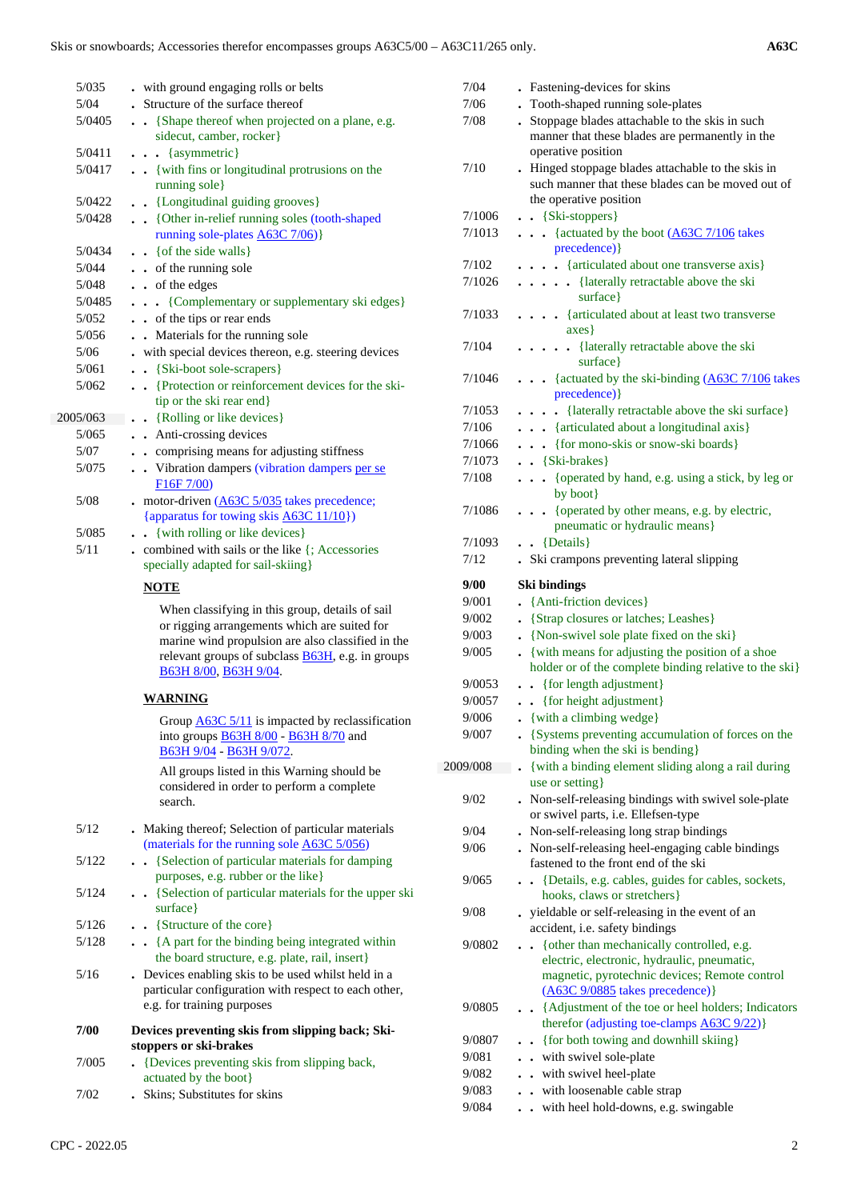| | |
|---|---|
| 5/035 | . with ground engaging rolls or belts |
| 5/04 | . Structure of the surface thereof |
| 5/0405 | . . {Shape thereof when projected on a plane, e.g. sidecut, camber, rocker} |
| 5/0411 | . . . {asymmetric} |
| 5/0417 | . . {with fins or longitudinal protrusions on the running sole} |
| 5/0422 | . . {Longitudinal guiding grooves} |
| 5/0428 | . . {Other in-relief running soles (tooth-shaped running sole-plates A63C 7/06)} |
| 5/0434 | . . {of the side walls} |
| 5/044 | . . of the running sole |
| 5/048 | . . of the edges |
| 5/0485 | . . . {Complementary or supplementary ski edges} |
| 5/052 | . . of the tips or rear ends |
| 5/056 | . . Materials for the running sole |
| 5/06 | . with special devices thereon, e.g. steering devices |
| 5/061 | . . {Ski-boot sole-scrapers} |
| 5/062 | . . {Protection or reinforcement devices for the ski-tip or the ski rear end} |
| 2005/063 | . . {Rolling or like devices} |
| 5/065 | . . Anti-crossing devices |
| 5/07 | . . comprising means for adjusting stiffness |
| 5/075 | . . Vibration dampers (vibration dampers per se F16F 7/00) |
| 5/08 | . motor-driven (A63C 5/035 takes precedence; {apparatus for towing skis A63C 11/10}) |
| 5/085 | . . {with rolling or like devices} |
| 5/11 | . combined with sails or the like {; Accessories specially adapted for sail-skiing} |

**NOTE**

When classifying in this group, details of sail or rigging arrangements which are suited for marine wind propulsion are also classified in the relevant groups of subclass B63H, e.g. in groups B63H 8/00, B63H 9/04.

**WARNING**

Group A63C 5/11 is impacted by reclassification into groups B63H 8/00 - B63H 8/70 and B63H 9/04 - B63H 9/072.

All groups listed in this Warning should be considered in order to perform a complete search.

| | |
|---|---|
| 5/12 | . Making thereof; Selection of particular materials (materials for the running sole A63C 5/056) |
| 5/122 | . . {Selection of particular materials for damping purposes, e.g. rubber or the like} |
| 5/124 | . . {Selection of particular materials for the upper ski surface} |
| 5/126 | . . {Structure of the core} |
| 5/128 | . . {A part for the binding being integrated within the board structure, e.g. plate, rail, insert} |
| 5/16 | . Devices enabling skis to be used whilst held in a particular configuration with respect to each other, e.g. for training purposes |
| **7/00** | **Devices preventing skis from slipping back; Ski-stoppers or ski-brakes** |
| 7/005 | . {Devices preventing skis from slipping back, actuated by the boot} |
| 7/02 | . Skins; Substitutes for skins |
| 7/04 | . Fastening-devices for skins |
| 7/06 | . Tooth-shaped running sole-plates |
| 7/08 | . Stoppage blades attachable to the skis in such manner that these blades are permanently in the operative position |
| 7/10 | . Hinged stoppage blades attachable to the skis in such manner that these blades can be moved out of the operative position |
| 7/1006 | . . {Ski-stoppers} |
| 7/1013 | . . . {actuated by the boot (A63C 7/106 takes precedence)} |
| 7/102 | . . . . {articulated about one transverse axis} |
| 7/1026 | . . . . . {laterally retractable above the ski surface} |
| 7/1033 | . . . . {articulated about at least two transverse axes} |
| 7/104 | . . . . . {laterally retractable above the ski surface} |
| 7/1046 | . . . {actuated by the ski-binding (A63C 7/106 takes precedence)} |
| 7/1053 | . . . . {laterally retractable above the ski surface} |
| 7/106 | . . . {articulated about a longitudinal axis} |
| 7/1066 | . . . {for mono-skis or snow-ski boards} |
| 7/1073 | . . {Ski-brakes} |
| 7/108 | . . . {operated by hand, e.g. using a stick, by leg or by boot} |
| 7/1086 | . . . {operated by other means, e.g. by electric, pneumatic or hydraulic means} |
| 7/1093 | . . {Details} |
| 7/12 | . Ski crampons preventing lateral slipping |
| **9/00** | **Ski bindings** |
| 9/001 | . {Anti-friction devices} |
| 9/002 | . {Strap closures or latches; Leashes} |
| 9/003 | . {Non-swivel sole plate fixed on the ski} |
| 9/005 | . {with means for adjusting the position of a shoe holder or of the complete binding relative to the ski} |
| 9/0053 | . . {for length adjustment} |
| 9/0057 | . . {for height adjustment} |
| 9/006 | . {with a climbing wedge} |
| 9/007 | . {Systems preventing accumulation of forces on the binding when the ski is bending} |
| 2009/008 | . {with a binding element sliding along a rail during use or setting} |
| 9/02 | . Non-self-releasing bindings with swivel sole-plate or swivel parts, i.e. Ellefsen-type |
| 9/04 | . Non-self-releasing long strap bindings |
| 9/06 | . Non-self-releasing heel-engaging cable bindings fastened to the front end of the ski |
| 9/065 | . . {Details, e.g. cables, guides for cables, sockets, hooks, claws or stretchers} |
| 9/08 | . yieldable or self-releasing in the event of an accident, i.e. safety bindings |
| 9/0802 | . . {other than mechanically controlled, e.g. electric, electronic, hydraulic, pneumatic, magnetic, pyrotechnic devices; Remote control (A63C 9/0885 takes precedence)} |
| 9/0805 | . . {Adjustment of the toe or heel holders; Indicators therefor (adjusting toe-clamps A63C 9/22)} |
| 9/0807 | . . {for both towing and downhill skiing} |
| 9/081 | . . with swivel sole-plate |
| 9/082 | . . with swivel heel-plate |
| 9/083 | . . with loosenable cable strap |
| 9/084 | . . with heel hold-downs, e.g. swingable |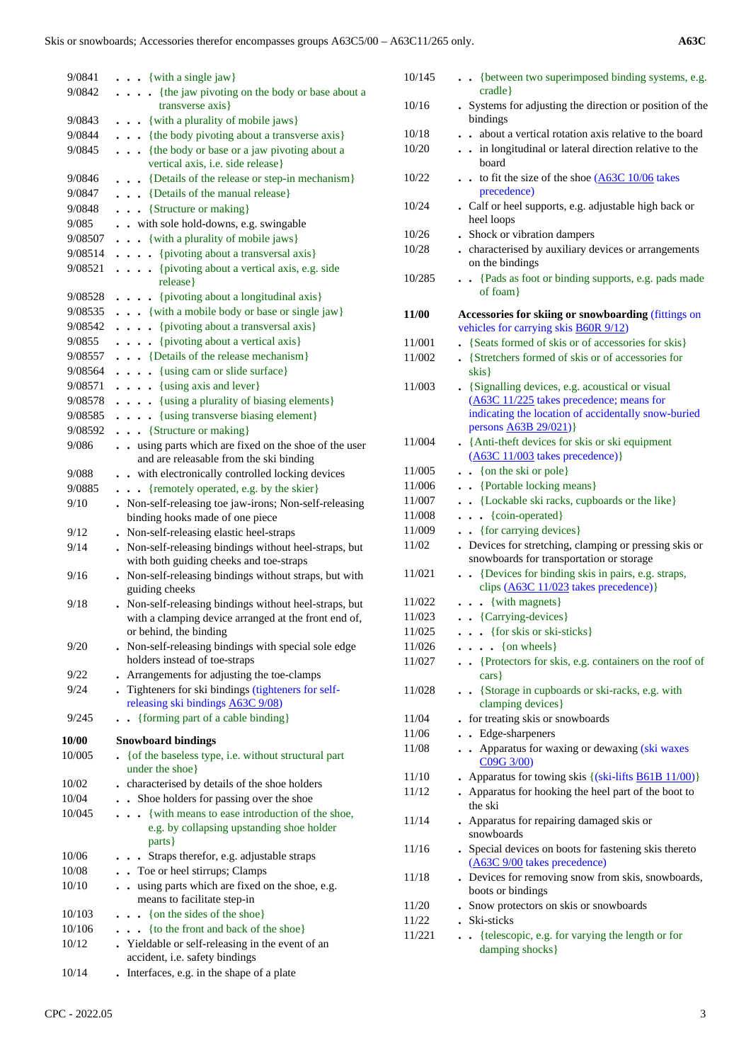| | |
|---|---|
| 9/0841 | . . . {with a single jaw} |
| 9/0842 | . . . . {the jaw pivoting on the body or base about a transverse axis} |
| 9/0843 | . . . {with a plurality of mobile jaws} |
| 9/0844 | . . . {the body pivoting about a transverse axis} |
| 9/0845 | . . . {the body or base or a jaw pivoting about a vertical axis, i.e. side release} |
| 9/0846 | . . . {Details of the release or step-in mechanism} |
| 9/0847 | . . . {Details of the manual release} |
| 9/0848 | . . . {Structure or making} |
| 9/085 | . . with sole hold-downs, e.g. swingable |
| 9/08507 | . . . {with a plurality of mobile jaws} |
| 9/08514 | . . . . {pivoting about a transversal axis} |
| 9/08521 | . . . . {pivoting about a vertical axis, e.g. side release} |
| 9/08528 | . . . . {pivoting about a longitudinal axis} |
| 9/08535 | . . . {with a mobile body or base or single jaw} |
| 9/08542 | . . . . {pivoting about a transversal axis} |
| 9/0855 | . . . . {pivoting about a vertical axis} |
| 9/08557 | . . . {Details of the release mechanism} |
| 9/08564 | . . . . {using cam or slide surface} |
| 9/08571 | . . . . {using axis and lever} |
| 9/08578 | . . . . {using a plurality of biasing elements} |
| 9/08585 | . . . . {using transverse biasing element} |
| 9/08592 | . . . {Structure or making} |
| 9/086 | . . using parts which are fixed on the shoe of the user and are releasable from the ski binding |
| 9/088 | . . with electronically controlled locking devices |
| 9/0885 | . . . {remotely operated, e.g. by the skier} |
| 9/10 | . Non-self-releasing toe jaw-irons; Non-self-releasing binding hooks made of one piece |
| 9/12 | . Non-self-releasing elastic heel-straps |
| 9/14 | . Non-self-releasing bindings without heel-straps, but with both guiding cheeks and toe-straps |
| 9/16 | . Non-self-releasing bindings without straps, but with guiding cheeks |
| 9/18 | . Non-self-releasing bindings without heel-straps, but with a clamping device arranged at the front end of, or behind, the binding |
| 9/20 | . Non-self-releasing bindings with special sole edge holders instead of toe-straps |
| 9/22 | . Arrangements for adjusting the toe-clamps |
| 9/24 | . Tighteners for ski bindings (tighteners for self-releasing ski bindings A63C 9/08) |
| 9/245 | . . {forming part of a cable binding} |
| **10/00** | **Snowboard bindings** |
| 10/005 | . {of the baseless type, i.e. without structural part under the shoe} |
| 10/02 | . characterised by details of the shoe holders |
| 10/04 | . . Shoe holders for passing over the shoe |
| 10/045 | . . . {with means to ease introduction of the shoe, e.g. by collapsing upstanding shoe holder parts} |
| 10/06 | . . . Straps therefor, e.g. adjustable straps |
| 10/08 | . . Toe or heel stirrups; Clamps |
| 10/10 | . . using parts which are fixed on the shoe, e.g. means to facilitate step-in |
| 10/103 | . . . {on the sides of the shoe} |
| 10/106 | . . . {to the front and back of the shoe} |
| 10/12 | . Yieldable or self-releasing in the event of an accident, i.e. safety bindings |
| 10/14 | . Interfaces, e.g. in the shape of a plate |
| 10/145 | . . {between two superimposed binding systems, e.g. cradle} |
| 10/16 | . Systems for adjusting the direction or position of the bindings |
| 10/18 | . . about a vertical rotation axis relative to the board |
| 10/20 | . . in longitudinal or lateral direction relative to the board |
| 10/22 | . . to fit the size of the shoe (A63C 10/06 takes precedence) |
| 10/24 | . Calf or heel supports, e.g. adjustable high back or heel loops |
| 10/26 | . Shock or vibration dampers |
| 10/28 | . characterised by auxiliary devices or arrangements on the bindings |
| 10/285 | . . {Pads as foot or binding supports, e.g. pads made of foam} |
| **11/00** | **Accessories for skiing or snowboarding** (fittings on vehicles for carrying skis B60R 9/12) |
| 11/001 | . {Seats formed of skis or of accessories for skis} |
| 11/002 | . {Stretchers formed of skis or of accessories for skis} |
| 11/003 | . {Signalling devices, e.g. acoustical or visual (A63C 11/225 takes precedence; means for indicating the location of accidentally snow-buried persons A63B 29/021)} |
| 11/004 | . {Anti-theft devices for skis or ski equipment (A63C 11/003 takes precedence)} |
| 11/005 | . . {on the ski or pole} |
| 11/006 | . . {Portable locking means} |
| 11/007 | . . {Lockable ski racks, cupboards or the like} |
| 11/008 | . . . {coin-operated} |
| 11/009 | . . {for carrying devices} |
| 11/02 | . Devices for stretching, clamping or pressing skis or snowboards for transportation or storage |
| 11/021 | . . {Devices for binding skis in pairs, e.g. straps, clips (A63C 11/023 takes precedence)} |
| 11/022 | . . . {with magnets} |
| 11/023 | . . {Carrying-devices} |
| 11/025 | . . . {for skis or ski-sticks} |
| 11/026 | . . . . {on wheels} |
| 11/027 | . . {Protectors for skis, e.g. containers on the roof of cars} |
| 11/028 | . . {Storage in cupboards or ski-racks, e.g. with clamping devices} |
| 11/04 | . for treating skis or snowboards |
| 11/06 | . . Edge-sharpeners |
| 11/08 | . . Apparatus for waxing or dewaxing (ski waxes C09G 3/00) |
| 11/10 | . Apparatus for towing skis {(ski-lifts B61B 11/00)} |
| 11/12 | . Apparatus for hooking the heel part of the boot to the ski |
| 11/14 | . Apparatus for repairing damaged skis or snowboards |
| 11/16 | . Special devices on boots for fastening skis thereto (A63C 9/00 takes precedence) |
| 11/18 | . Devices for removing snow from skis, snowboards, boots or bindings |
| 11/20 | . Snow protectors on skis or snowboards |
| 11/22 | . Ski-sticks |
| 11/221 | . . {telescopic, e.g. for varying the length or for damping shocks} |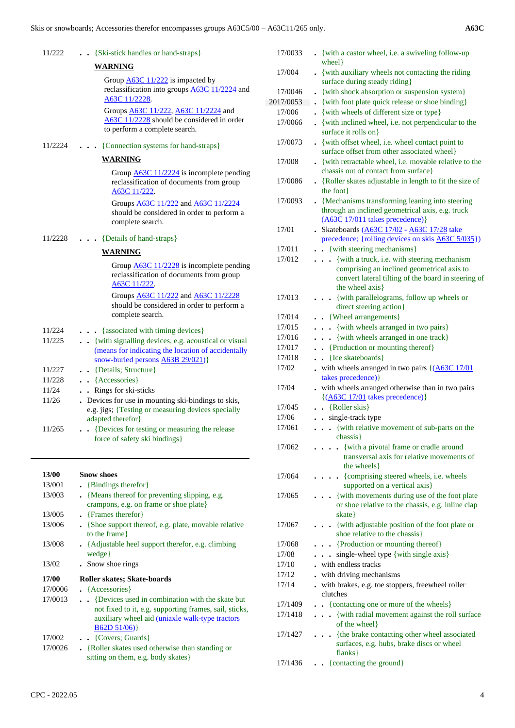11/222 . . {Ski-stick handles or hand-straps}

**WARNING**

Group A63C 11/222 is impacted by reclassification into groups A63C 11/2224 and A63C 11/2228.

Groups A63C 11/222, A63C 11/2224 and A63C 11/2228 should be considered in order to perform a complete search.

11/2224 . . . {Connection systems for hand-straps}

**WARNING**

Group A63C 11/2224 is incomplete pending reclassification of documents from group A63C 11/222.

Groups A63C 11/222 and A63C 11/2224 should be considered in order to perform a complete search.

11/2228 . . . {Details of hand-straps}

**WARNING**

Group A63C 11/2228 is incomplete pending reclassification of documents from group A63C 11/222.

Groups A63C 11/222 and A63C 11/2228 should be considered in order to perform a complete search.

11/224 . . . {associated with timing devices}

11/225 . . {with signalling devices, e.g. acoustical or visual (means for indicating the location of accidentally snow-buried persons A63B 29/021)}

11/227 . . {Details; Structure}

11/228 . . {Accessories}

11/24 . . Rings for ski-sticks

11/26 . Devices for use in mounting ski-bindings to skis, e.g. jigs; {Testing or measuring devices specially adapted therefor}

11/265 . . {Devices for testing or measuring the release force of safety ski bindings}

---

**13/00 Snow shoes**

13/001 . {Bindings therefor}

13/003 . {Means thereof for preventing slipping, e.g. crampons, e.g. on frame or shoe plate}

13/005 . {Frames therefor}

13/006 . {Shoe support thereof, e.g. plate, movable relative to the frame}

13/008 . {Adjustable heel support therefor, e.g. climbing wedge}

13/02 . Snow shoe rings

**17/00 Roller skates; Skate-boards**

17/0006 . {Accessories}

17/0013 . . {Devices used in combination with the skate but not fixed to it, e.g. supporting frames, sail, sticks, auxiliary wheel aid (uniaxle walk-type tractors B62D 51/06)}

17/002 . . {Covers; Guards}

17/0026 . {Roller skates used otherwise than standing or sitting on them, e.g. body skates}

17/0033 . {with a castor wheel, i.e. a swiveling follow-up wheel}

17/004 . {with auxiliary wheels not contacting the riding surface during steady riding}

17/0046 . {with shock absorption or suspension system}

2017/0053 . {with foot plate quick release or shoe binding}

17/006 . {with wheels of different size or type}

17/0066 . {with inclined wheel, i.e. not perpendicular to the surface it rolls on}

17/0073 . {with offset wheel, i.e. wheel contact point to surface offset from other associated wheel}

17/008 . {with retractable wheel, i.e. movable relative to the chassis out of contact from surface}

17/0086 . {Roller skates adjustable in length to fit the size of the foot}

17/0093 . {Mechanisms transforming leaning into steering through an inclined geometrical axis, e.g. truck (A63C 17/011 takes precedence)}

17/01 . Skateboards (A63C 17/02 - A63C 17/28 take precedence; {rolling devices on skis A63C 5/035})

17/011 . . {with steering mechanisms}

17/012 . . . {with a truck, i.e. with steering mechanism comprising an inclined geometrical axis to convert lateral tilting of the board in steering of the wheel axis}

17/013 . . . {with parallelograms, follow up wheels or direct steering action}

17/014 . . {Wheel arrangements}

17/015 . . . {with wheels arranged in two pairs}

17/016 . . . {with wheels arranged in one track}

17/017 . . {Production or mounting thereof}

17/018 . . {Ice skateboards}

17/02 . with wheels arranged in two pairs {(A63C 17/01 takes precedence)}

17/04 . with wheels arranged otherwise than in two pairs {(A63C 17/01 takes precedence)}

17/045 . . {Roller skis}

17/06 . . single-track type

17/061 . . . {with relative movement of sub-parts on the chassis}

17/062 . . . . {with a pivotal frame or cradle around transversal axis for relative movements of the wheels}

17/064 . . . . {comprising steered wheels, i.e. wheels supported on a vertical axis}

17/065 . . . {with movements during use of the foot plate or shoe relative to the chassis, e.g. inline clap skate}

17/067 . . . {with adjustable position of the foot plate or shoe relative to the chassis}

17/068 . . . {Production or mounting thereof}

17/08 . . . single-wheel type {with single axis}

17/10 . with endless tracks

17/12 . with driving mechanisms

17/14 . with brakes, e.g. toe stoppers, freewheel roller clutches

17/1409 . . {contacting one or more of the wheels}

17/1418 . . . {with radial movement against the roll surface of the wheel}

17/1427 . . . {the brake contacting other wheel associated surfaces, e.g. hubs, brake discs or wheel flanks}

17/1436 . . {contacting the ground}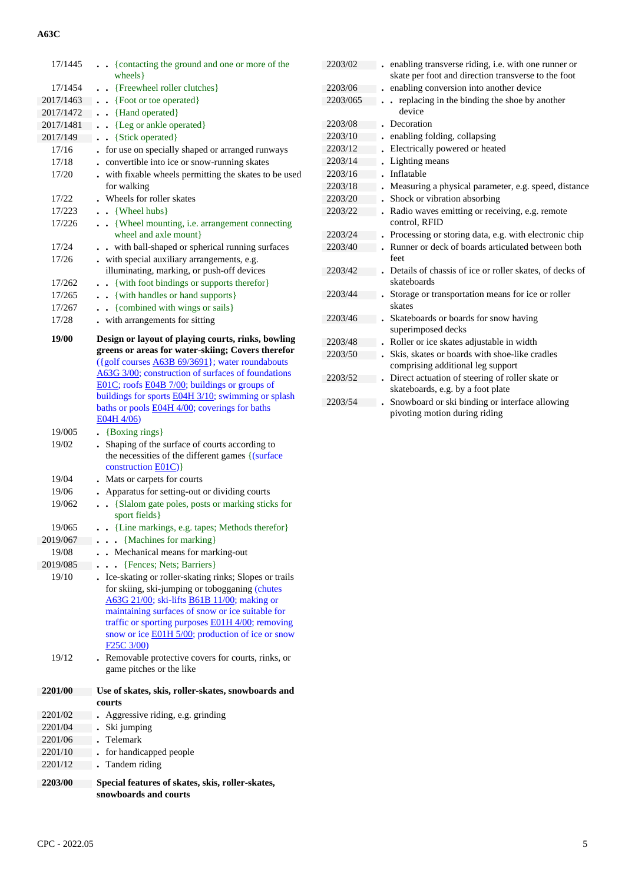| | |
|---|---|
| 17/1445 | . . {contacting the ground and one or more of the wheels} |
| 17/1454 | . . {Freewheel roller clutches} |
| 2017/1463 | . . {Foot or toe operated} |
| 2017/1472 | . . {Hand operated} |
| 2017/1481 | . . {Leg or ankle operated} |
| 2017/149 | . . {Stick operated} |
| 17/16 | . for use on specially shaped or arranged runways |
| 17/18 | . convertible into ice or snow-running skates |
| 17/20 | . with fixable wheels permitting the skates to be used for walking |
| 17/22 | . Wheels for roller skates |
| 17/223 | . . {Wheel hubs} |
| 17/226 | . . {Wheel mounting, i.e. arrangement connecting wheel and axle mount} |
| 17/24 | . . with ball-shaped or spherical running surfaces |
| 17/26 | . with special auxiliary arrangements, e.g. illuminating, marking, or push-off devices |
| 17/262 | . . {with foot bindings or supports therefor} |
| 17/265 | . . {with handles or hand supports} |
| 17/267 | . . {combined with wings or sails} |
| 17/28 | . with arrangements for sitting |
| **19/00** | **Design or layout of playing courts, rinks, bowling greens or areas for water-skiing; Covers therefor** ({golf courses A63B 69/3691}; water roundabouts A63G 3/00; construction of surfaces of foundations E01C; roofs E04B 7/00; buildings or groups of buildings for sports E04H 3/10; swimming or splash baths or pools E04H 4/00; coverings for baths E04H 4/06) |
| 19/005 | . {Boxing rings} |
| 19/02 | . Shaping of the surface of courts according to the necessities of the different games {(surface construction E01C)} |
| 19/04 | . Mats or carpets for courts |
| 19/06 | . Apparatus for setting-out or dividing courts |
| 19/062 | . . {Slalom gate poles, posts or marking sticks for sport fields} |
| 19/065 | . . {Line markings, e.g. tapes; Methods therefor} |
| 2019/067 | . . . {Machines for marking} |
| 19/08 | . . Mechanical means for marking-out |
| 2019/085 | . . . {Fences; Nets; Barriers} |
| 19/10 | . Ice-skating or roller-skating rinks; Slopes or trails for skiing, ski-jumping or tobogganing (chutes A63G 21/00; ski-lifts B61B 11/00; making or maintaining surfaces of snow or ice suitable for traffic or sporting purposes E01H 4/00; removing snow or ice E01H 5/00; production of ice or snow F25C 3/00) |
| 19/12 | . Removable protective covers for courts, rinks, or game pitches or the like |
| **2201/00** | **Use of skates, skis, roller-skates, snowboards and courts** |
| 2201/02 | . Aggressive riding, e.g. grinding |
| 2201/04 | . Ski jumping |
| 2201/06 | . Telemark |
| 2201/10 | . for handicapped people |
| 2201/12 | . Tandem riding |
| **2203/00** | **Special features of skates, skis, roller-skates, snowboards and courts** |
| 2203/02 | . enabling transverse riding, i.e. with one runner or skate per foot and direction transverse to the foot |
| 2203/06 | . enabling conversion into another device |
| 2203/065 | . . replacing in the binding the shoe by another device |
| 2203/08 | . Decoration |
| 2203/10 | . enabling folding, collapsing |
| 2203/12 | . Electrically powered or heated |
| 2203/14 | . Lighting means |
| 2203/16 | . Inflatable |
| 2203/18 | . Measuring a physical parameter, e.g. speed, distance |
| 2203/20 | . Shock or vibration absorbing |
| 2203/22 | . Radio waves emitting or receiving, e.g. remote control, RFID |
| 2203/24 | . Processing or storing data, e.g. with electronic chip |
| 2203/40 | . Runner or deck of boards articulated between both feet |
| 2203/42 | . Details of chassis of ice or roller skates, of decks of skateboards |
| 2203/44 | . Storage or transportation means for ice or roller skates |
| 2203/46 | . Skateboards or boards for snow having superimposed decks |
| 2203/48 | . Roller or ice skates adjustable in width |
| 2203/50 | . Skis, skates or boards with shoe-like cradles comprising additional leg support |
| 2203/52 | . Direct actuation of steering of roller skate or skateboards, e.g. by a foot plate |
| 2203/54 | . Snowboard or ski binding or interface allowing pivoting motion during riding |